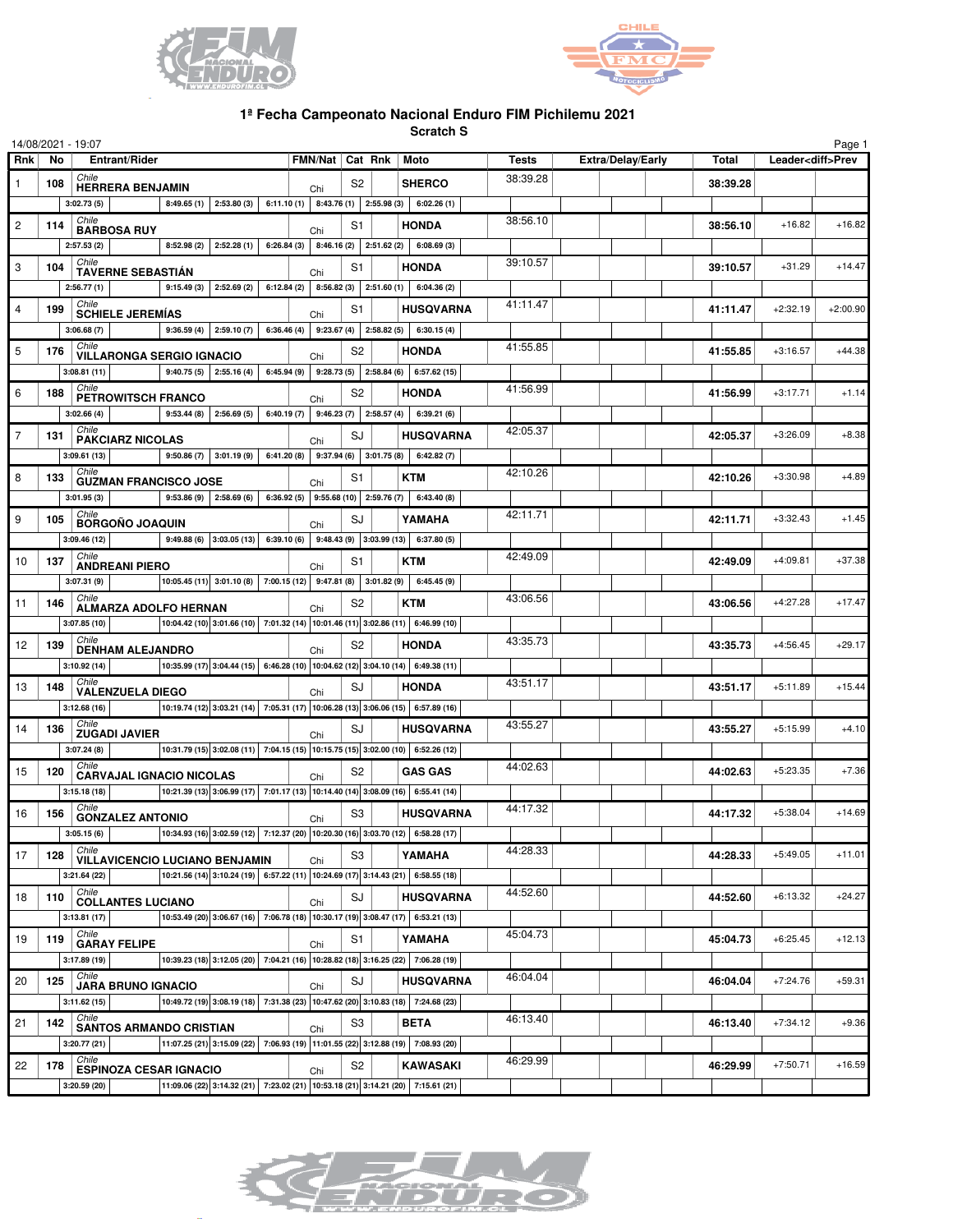# 1ª Fecha Campeonato Nacional Enduro FIM Pichilemu 2021

## Scratch S

14/08/2021 - 19:07

| Rnk | No | Entrant/Rider | FMN/Nat | Cat | Rnk | Moto | Tests | Extra/Delay/Early | Total | Leader<diff> | Prev |
|---|---|---|---|---|---|---|---|---|---|---|---|
| 1 | 108 | Chile HERRERA BENJAMIN | Chi | S2 | | SHERCO | 38:39.28 | | 38:39.28 | | |
| | | 3:02.73 (5) / 8:49.65 (1) / 2:53.80 (3) / 6:11.10 (1) / 8:43.76 (1) / 2:55.98 (3) / 6:02.26 (1) | | | | | | | | | |
| 2 | 114 | Chile BARBOSA RUY | Chi | S1 | | HONDA | 38:56.10 | | 38:56.10 | +16.82 | +16.82 |
| | | 2:57.53 (2) / 8:52.98 (2) / 2:52.28 (1) / 6:26.84 (3) / 8:46.16 (2) / 2:51.62 (2) / 6:08.69 (3) | | | | | | | | | |
| 3 | 104 | Chile TAVERNE SEBASTIÁN | Chi | S1 | | HONDA | 39:10.57 | | 39:10.57 | +31.29 | +14.47 |
| | | 2:56.77 (1) / 9:15.49 (3) / 2:52.69 (2) / 6:12.84 (2) / 8:56.82 (3) / 2:51.60 (1) / 6:04.36 (2) | | | | | | | | | |
| 4 | 199 | Chile SCHIELE JEREMÍAS | Chi | S1 | | HUSQVARNA | 41:11.47 | | 41:11.47 | +2:32.19 | +2:00.90 |
| | | 3:06.68 (7) / 9:36.59 (4) / 2:59.10 (7) / 6:36.46 (4) / 9:23.67 (4) / 2:58.82 (5) / 6:30.15 (4) | | | | | | | | | |
| 5 | 176 | Chile VILLARONGA SERGIO IGNACIO | Chi | S2 | | HONDA | 41:55.85 | | 41:55.85 | +3:16.57 | +44.38 |
| | | 3:08.81 (11) / 9:40.75 (5) / 2:55.16 (4) / 6:45.94 (9) / 9:28.73 (5) / 2:58.84 (6) / 6:57.62 (15) | | | | | | | | | |
| 6 | 188 | Chile PETROWITSCH FRANCO | Chi | S2 | | HONDA | 41:56.99 | | 41:56.99 | +3:17.71 | +1.14 |
| | | 3:02.66 (4) / 9:53.44 (8) / 2:56.69 (5) / 6:40.19 (7) / 9:46.23 (7) / 2:58.57 (4) / 6:39.21 (6) | | | | | | | | | |
| 7 | 131 | Chile PAKCIARZ NICOLAS | Chi | SJ | | HUSQVARNA | 42:05.37 | | 42:05.37 | +3:26.09 | +8.38 |
| | | 3:09.61 (13) / 9:50.86 (7) / 3:01.19 (9) / 6:41.20 (8) / 9:37.94 (6) / 3:01.75 (8) / 6:42.82 (7) | | | | | | | | | |
| 8 | 133 | Chile GUZMAN FRANCISCO JOSE | Chi | S1 | | KTM | 42:10.26 | | 42:10.26 | +3:30.98 | +4.89 |
| | | 3:01.95 (3) / 9:53.86 (9) / 2:58.69 (6) / 6:36.92 (5) / 9:55.68 (10) / 2:59.76 (7) / 6:43.40 (8) | | | | | | | | | |
| 9 | 105 | Chile BORGOÑO JOAQUIN | Chi | SJ | | YAMAHA | 42:11.71 | | 42:11.71 | +3:32.43 | +1.45 |
| | | 3:09.46 (12) / 9:49.88 (6) / 3:03.05 (13) / 6:39.10 (6) / 9:48.43 (9) / 3:03.99 (13) / 6:37.80 (5) | | | | | | | | | |
| 10 | 137 | Chile ANDREANI PIERO | Chi | S1 | | KTM | 42:49.09 | | 42:49.09 | +4:09.81 | +37.38 |
| | | 3:07.31 (9) / 10:05.45 (11) / 3:01.10 (8) / 7:00.15 (12) / 9:47.81 (8) / 3:01.82 (9) / 6:45.45 (9) | | | | | | | | | |
| 11 | 146 | Chile ALMARZA ADOLFO HERNAN | Chi | S2 | | KTM | 43:06.56 | | 43:06.56 | +4:27.28 | +17.47 |
| | | 3:07.85 (10) / 10:04.42 (10) / 3:01.66 (10) / 7:01.32 (14) / 10:01.46 (11) / 3:02.86 (11) / 6:46.99 (10) | | | | | | | | | |
| 12 | 139 | Chile DENHAM ALEJANDRO | Chi | S2 | | HONDA | 43:35.73 | | 43:35.73 | +4:56.45 | +29.17 |
| | | 3:10.92 (14) / 10:35.99 (17) / 3:04.44 (15) / 6:46.28 (10) / 10:04.62 (12) / 3:04.10 (14) / 6:49.38 (11) | | | | | | | | | |
| 13 | 148 | Chile VALENZUELA DIEGO | Chi | SJ | | HONDA | 43:51.17 | | 43:51.17 | +5:11.89 | +15.44 |
| | | 3:12.68 (16) / 10:19.74 (12) / 3:03.21 (14) / 7:05.31 (17) / 10:06.28 (13) / 3:06.06 (15) / 6:57.89 (16) | | | | | | | | | |
| 14 | 136 | Chile ZUGADI JAVIER | Chi | SJ | | HUSQVARNA | 43:55.27 | | 43:55.27 | +5:15.99 | +4.10 |
| | | 3:07.24 (8) / 10:31.79 (15) / 3:02.08 (11) / 7:04.15 (15) / 10:15.75 (15) / 3:02.00 (10) / 6:52.26 (12) | | | | | | | | | |
| 15 | 120 | Chile CARVAJAL IGNACIO NICOLAS | Chi | S2 | | GAS GAS | 44:02.63 | | 44:02.63 | +5:23.35 | +7.36 |
| | | 3:15.18 (18) / 10:21.39 (13) / 3:06.99 (17) / 7:01.17 (13) / 10:14.40 (14) / 3:08.09 (16) / 6:55.41 (14) | | | | | | | | | |
| 16 | 156 | Chile GONZALEZ ANTONIO | Chi | S3 | | HUSQVARNA | 44:17.32 | | 44:17.32 | +5:38.04 | +14.69 |
| | | 3:05.15 (6) / 10:34.93 (16) / 3:02.59 (12) / 7:12.37 (20) / 10:20.30 (16) / 3:03.70 (12) / 6:58.28 (17) | | | | | | | | | |
| 17 | 128 | Chile VILLAVICENCIO LUCIANO BENJAMIN | Chi | S3 | | YAMAHA | 44:28.33 | | 44:28.33 | +5:49.05 | +11.01 |
| | | 3:21.64 (22) / 10:21.56 (14) / 3:10.24 (19) / 6:57.22 (11) / 10:24.69 (17) / 3:14.43 (21) / 6:58.55 (18) | | | | | | | | | |
| 18 | 110 | Chile COLLANTES LUCIANO | Chi | SJ | | HUSQVARNA | 44:52.60 | | 44:52.60 | +6:13.32 | +24.27 |
| | | 3:13.81 (17) / 10:53.49 (20) / 3:06.67 (16) / 7:06.78 (18) / 10:30.17 (19) / 3:08.47 (17) / 6:53.21 (13) | | | | | | | | | |
| 19 | 119 | Chile GARAY FELIPE | Chi | S1 | | YAMAHA | 45:04.73 | | 45:04.73 | +6:25.45 | +12.13 |
| | | 3:17.89 (19) / 10:39.23 (18) / 3:12.05 (20) / 7:04.21 (16) / 10:28.82 (18) / 3:16.25 (22) / 7:06.28 (19) | | | | | | | | | |
| 20 | 125 | Chile JARA BRUNO IGNACIO | Chi | SJ | | HUSQVARNA | 46:04.04 | | 46:04.04 | +7:24.76 | +59.31 |
| | | 3:11.62 (15) / 10:49.72 (19) / 3:08.19 (18) / 7:31.38 (23) / 10:47.62 (20) / 3:10.83 (18) / 7:24.68 (23) | | | | | | | | | |
| 21 | 142 | Chile SANTOS ARMANDO CRISTIAN | Chi | S3 | | BETA | 46:13.40 | | 46:13.40 | +7:34.12 | +9.36 |
| | | 3:20.77 (21) / 11:07.25 (21) / 3:15.09 (22) / 7:06.93 (19) / 11:01.55 (22) / 3:12.88 (19) / 7:08.93 (20) | | | | | | | | | |
| 22 | 178 | Chile ESPINOZA CESAR IGNACIO | Chi | S2 | | KAWASAKI | 46:29.99 | | 46:29.99 | +7:50.71 | +16.59 |
| | | 3:20.59 (20) / 11:09.06 (22) / 3:14.32 (21) / 7:23.02 (21) / 10:53.18 (21) / 3:14.21 (20) / 7:15.61 (21) | | | | | | | | | |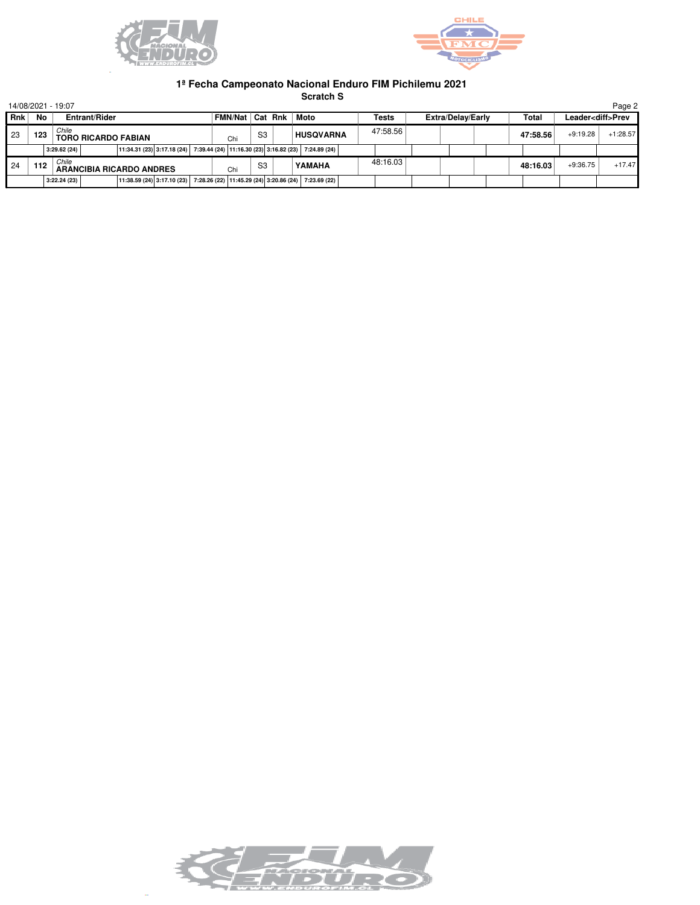**1ª Fecha Campeonato Nacional Enduro FIM Pichilemu 2021**

**Scratch S**

14/08/2021 - 19:07

| Rnk | No | Entrant/Rider | FMN/Nat | Cat | Rnk | Moto | Tests | Extra/Delay/Early | | | Total | Leader<diff>Prev | |
|---|---|---|---|---|---|---|---|---|---|---|---|---|---|
| 23 | 123 | *Chile* **TORO RICARDO FABIAN** | Chi | S3 | | **HUSQVARNA** | 47:58.56 | | | | **47:58.56** | +9:19.28 | +1:28.57 |
| | | 3:29.62 (24) · 11:34.31 (23) · 3:17.18 (24) · 7:39.44 (24) · 11:16.30 (23) · 3:16.82 (23) · 7:24.89 (24) | | | | | | | | | | | |
| 24 | 112 | *Chile* **ARANCIBIA RICARDO ANDRES** | Chi | S3 | | **YAMAHA** | 48:16.03 | | | | **48:16.03** | +9:36.75 | +17.47 |
| | | 3:22.24 (23) · 11:38.59 (24) · 3:17.10 (23) · 7:28.26 (22) · 11:45.29 (24) · 3:20.86 (24) · 7:23.69 (22) | | | | | | | | | | | |